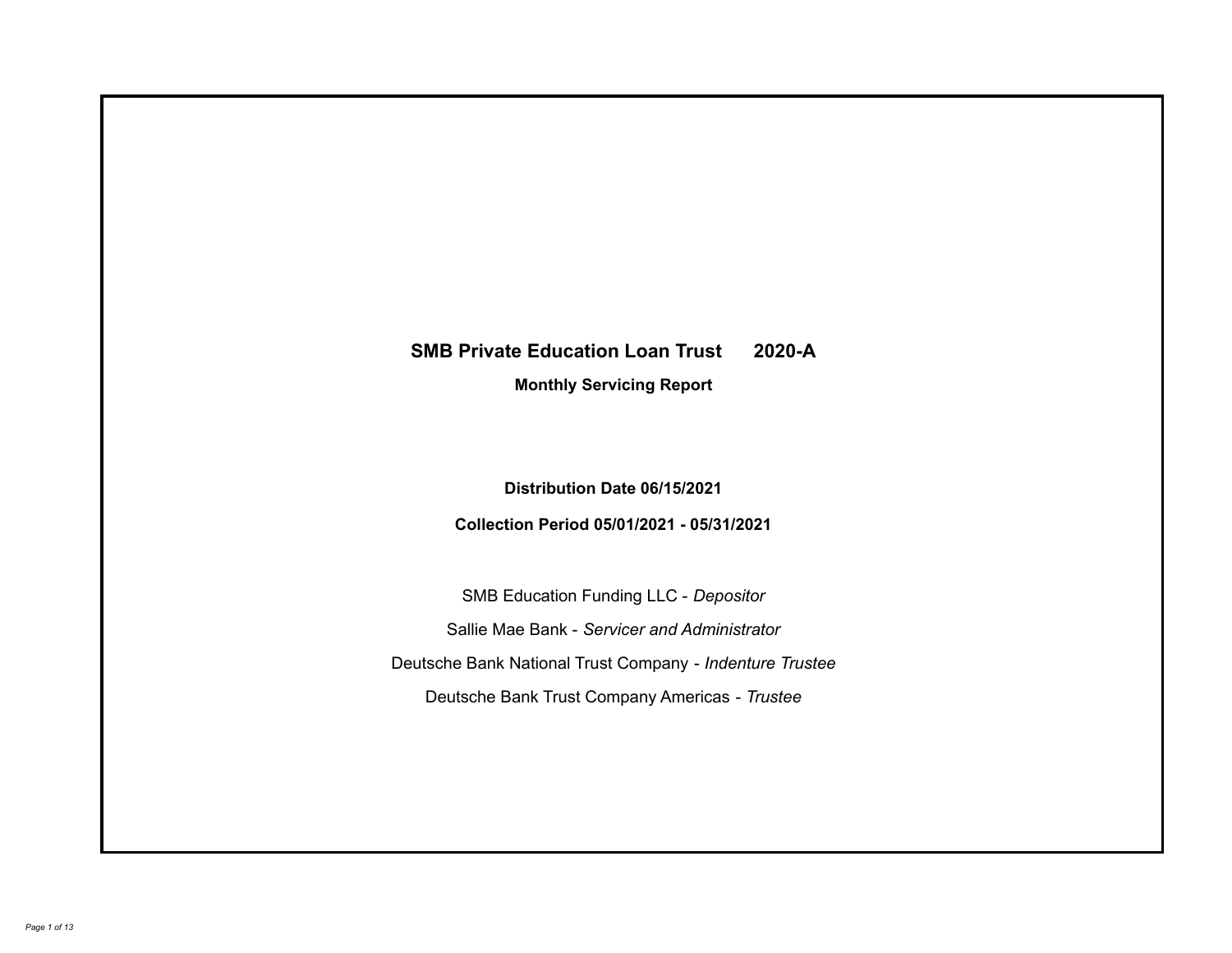# SMB Private Education Loan Trust 2020-A

## Monthly Servicing Report

**Distribution Date 06/15/2021**

**Collection Period 05/01/2021 - 05/31/2021**

SMB Education Funding LLC - *Depositor*

Sallie Mae Bank - *Servicer and Administrator*

Deutsche Bank National Trust Company - *Indenture Trustee*

Deutsche Bank Trust Company Americas - *Trustee*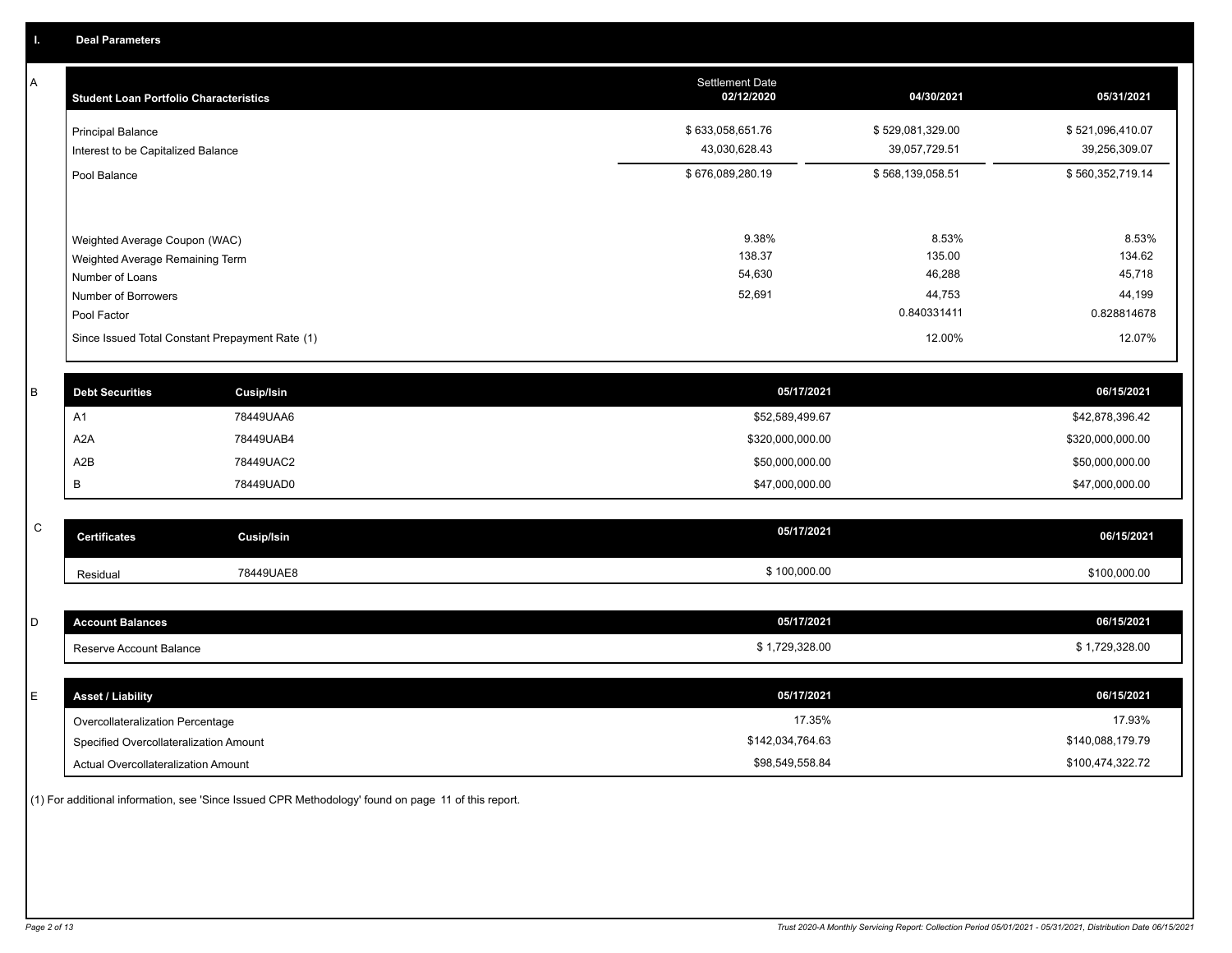## I. Deal Parameters

### A

| Student Loan Portfolio Characteristics | Settlement Date 02/12/2020 | 04/30/2021 | 05/31/2021 |
|---|---|---|---|
| Principal Balance | $ 633,058,651.76 | $ 529,081,329.00 | $ 521,096,410.07 |
| Interest to be Capitalized Balance | 43,030,628.43 | 39,057,729.51 | 39,256,309.07 |
| Pool Balance | $ 676,089,280.19 | $ 568,139,058.51 | $ 560,352,719.14 |
| Weighted Average Coupon (WAC) | 9.38% | 8.53% | 8.53% |
| Weighted Average Remaining Term | 138.37 | 135.00 | 134.62 |
| Number of Loans | 54,630 | 46,288 | 45,718 |
| Number of Borrowers | 52,691 | 44,753 | 44,199 |
| Pool Factor | | 0.840331411 | 0.828814678 |
| Since Issued Total Constant Prepayment Rate (1) | | 12.00% | 12.07% |

### B

| Debt Securities | Cusip/Isin | 05/17/2021 | 06/15/2021 |
|---|---|---|---|
| A1 | 78449UAA6 | $52,589,499.67 | $42,878,396.42 |
| A2A | 78449UAB4 | $320,000,000.00 | $320,000,000.00 |
| A2B | 78449UAC2 | $50,000,000.00 | $50,000,000.00 |
| B | 78449UAD0 | $47,000,000.00 | $47,000,000.00 |

### C

| Certificates | Cusip/Isin | 05/17/2021 | 06/15/2021 |
|---|---|---|---|
| Residual | 78449UAE8 | $ 100,000.00 | $100,000.00 |

### D

| Account Balances | 05/17/2021 | 06/15/2021 |
|---|---|---|
| Reserve Account Balance | $ 1,729,328.00 | $ 1,729,328.00 |

### E

| Asset / Liability | 05/17/2021 | 06/15/2021 |
|---|---|---|
| Overcollateralization Percentage | 17.35% | 17.93% |
| Specified Overcollateralization Amount | $142,034,764.63 | $140,088,179.79 |
| Actual Overcollateralization Amount | $98,549,558.84 | $100,474,322.72 |

(1) For additional information, see 'Since Issued CPR Methodology' found on page 11 of this report.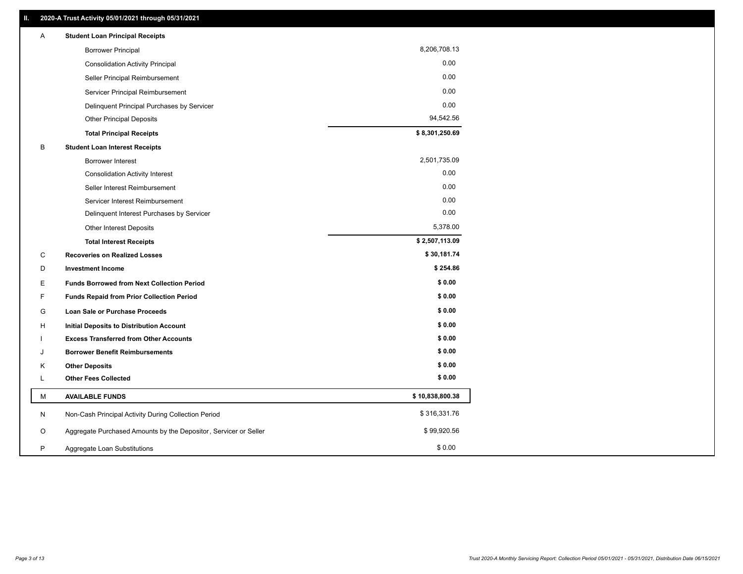## II. 2020-A Trust Activity 05/01/2021 through 05/31/2021

| | | |
|---|---|---|
| A | **Student Loan Principal Receipts** | |
| | Borrower Principal | 8,206,708.13 |
| | Consolidation Activity Principal | 0.00 |
| | Seller Principal Reimbursement | 0.00 |
| | Servicer Principal Reimbursement | 0.00 |
| | Delinquent Principal Purchases by Servicer | 0.00 |
| | Other Principal Deposits | 94,542.56 |
| | **Total Principal Receipts** | **$ 8,301,250.69** |
| B | **Student Loan Interest Receipts** | |
| | Borrower Interest | 2,501,735.09 |
| | Consolidation Activity Interest | 0.00 |
| | Seller Interest Reimbursement | 0.00 |
| | Servicer Interest Reimbursement | 0.00 |
| | Delinquent Interest Purchases by Servicer | 0.00 |
| | Other Interest Deposits | 5,378.00 |
| | **Total Interest Receipts** | **$ 2,507,113.09** |
| C | **Recoveries on Realized Losses** | **$ 30,181.74** |
| D | **Investment Income** | **$ 254.86** |
| E | **Funds Borrowed from Next Collection Period** | **$ 0.00** |
| F | **Funds Repaid from Prior Collection Period** | **$ 0.00** |
| G | **Loan Sale or Purchase Proceeds** | **$ 0.00** |
| H | **Initial Deposits to Distribution Account** | **$ 0.00** |
| I | **Excess Transferred from Other Accounts** | **$ 0.00** |
| J | **Borrower Benefit Reimbursements** | **$ 0.00** |
| K | **Other Deposits** | **$ 0.00** |
| L | **Other Fees Collected** | **$ 0.00** |
| M | **AVAILABLE FUNDS** | **$ 10,838,800.38** |
| N | Non-Cash Principal Activity During Collection Period | $ 316,331.76 |
| O | Aggregate Purchased Amounts by the Depositor, Servicer or Seller | $ 99,920.56 |
| P | Aggregate Loan Substitutions | $ 0.00 |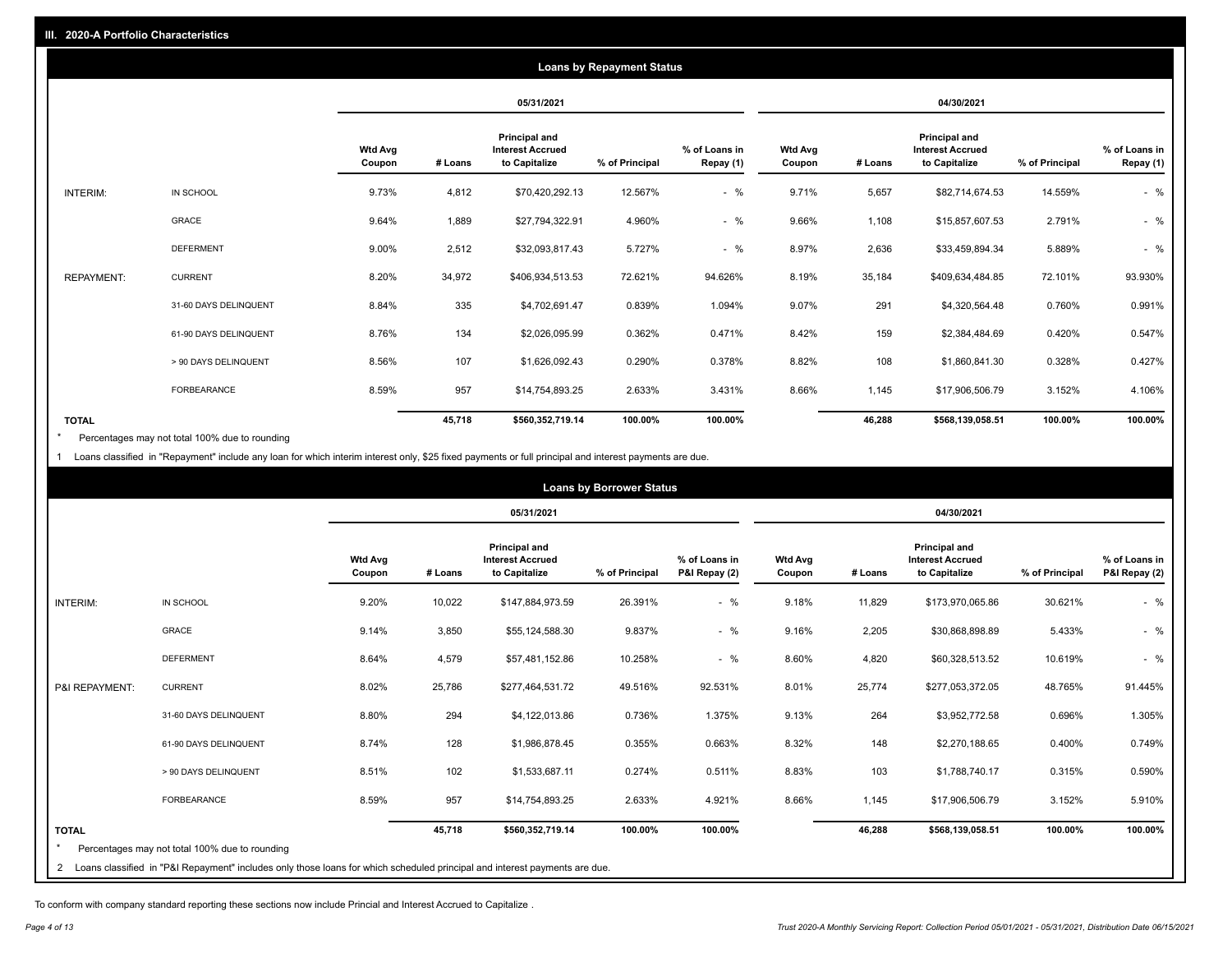## III. 2020-A Portfolio Characteristics

### Loans by Repayment Status

| | | 05/31/2021 | | | | | 04/30/2021 | | | | |
|---|---|---|---|---|---|---|---|---|---|---|---|
| | | Wtd Avg Coupon | # Loans | Principal and Interest Accrued to Capitalize | % of Principal | % of Loans in Repay (1) | Wtd Avg Coupon | # Loans | Principal and Interest Accrued to Capitalize | % of Principal | % of Loans in Repay (1) |
| INTERIM: | IN SCHOOL | 9.73% | 4,812 | $70,420,292.13 | 12.567% | - % | 9.71% | 5,657 | $82,714,674.53 | 14.559% | - % |
| | GRACE | 9.64% | 1,889 | $27,794,322.91 | 4.960% | - % | 9.66% | 1,108 | $15,857,607.53 | 2.791% | - % |
| | DEFERMENT | 9.00% | 2,512 | $32,093,817.43 | 5.727% | - % | 8.97% | 2,636 | $33,459,894.34 | 5.889% | - % |
| REPAYMENT: | CURRENT | 8.20% | 34,972 | $406,934,513.53 | 72.621% | 94.626% | 8.19% | 35,184 | $409,634,484.85 | 72.101% | 93.930% |
| | 31-60 DAYS DELINQUENT | 8.84% | 335 | $4,702,691.47 | 0.839% | 1.094% | 9.07% | 291 | $4,320,564.48 | 0.760% | 0.991% |
| | 61-90 DAYS DELINQUENT | 8.76% | 134 | $2,026,095.99 | 0.362% | 0.471% | 8.42% | 159 | $2,384,484.69 | 0.420% | 0.547% |
| | > 90 DAYS DELINQUENT | 8.56% | 107 | $1,626,092.43 | 0.290% | 0.378% | 8.82% | 108 | $1,860,841.30 | 0.328% | 0.427% |
| | FORBEARANCE | 8.59% | 957 | $14,754,893.25 | 2.633% | 3.431% | 8.66% | 1,145 | $17,906,506.79 | 3.152% | 4.106% |
| TOTAL | | | 45,718 | $560,352,719.14 | 100.00% | 100.00% | | 46,288 | $568,139,058.51 | 100.00% | 100.00% |

\* Percentages may not total 100% due to rounding

1 Loans classified in "Repayment" include any loan for which interim interest only, $25 fixed payments or full principal and interest payments are due.

### Loans by Borrower Status

| | | 05/31/2021 | | | | | 04/30/2021 | | | | |
|---|---|---|---|---|---|---|---|---|---|---|---|
| | | Wtd Avg Coupon | # Loans | Principal and Interest Accrued to Capitalize | % of Principal | % of Loans in P&I Repay (2) | Wtd Avg Coupon | # Loans | Principal and Interest Accrued to Capitalize | % of Principal | % of Loans in P&I Repay (2) |
| INTERIM: | IN SCHOOL | 9.20% | 10,022 | $147,884,973.59 | 26.391% | - % | 9.18% | 11,829 | $173,970,065.86 | 30.621% | - % |
| | GRACE | 9.14% | 3,850 | $55,124,588.30 | 9.837% | - % | 9.16% | 2,205 | $30,868,898.89 | 5.433% | - % |
| | DEFERMENT | 8.64% | 4,579 | $57,481,152.86 | 10.258% | - % | 8.60% | 4,820 | $60,328,513.52 | 10.619% | - % |
| P&I REPAYMENT: | CURRENT | 8.02% | 25,786 | $277,464,531.72 | 49.516% | 92.531% | 8.01% | 25,774 | $277,053,372.05 | 48.765% | 91.445% |
| | 31-60 DAYS DELINQUENT | 8.80% | 294 | $4,122,013.86 | 0.736% | 1.375% | 9.13% | 264 | $3,952,772.58 | 0.696% | 1.305% |
| | 61-90 DAYS DELINQUENT | 8.74% | 128 | $1,986,878.45 | 0.355% | 0.663% | 8.32% | 148 | $2,270,188.65 | 0.400% | 0.749% |
| | > 90 DAYS DELINQUENT | 8.51% | 102 | $1,533,687.11 | 0.274% | 0.511% | 8.83% | 103 | $1,788,740.17 | 0.315% | 0.590% |
| | FORBEARANCE | 8.59% | 957 | $14,754,893.25 | 2.633% | 4.921% | 8.66% | 1,145 | $17,906,506.79 | 3.152% | 5.910% |
| TOTAL | | | 45,718 | $560,352,719.14 | 100.00% | 100.00% | | 46,288 | $568,139,058.51 | 100.00% | 100.00% |

\* Percentages may not total 100% due to rounding

2 Loans classified in "P&I Repayment" includes only those loans for which scheduled principal and interest payments are due.

To conform with company standard reporting these sections now include Princial and Interest Accrued to Capitalize .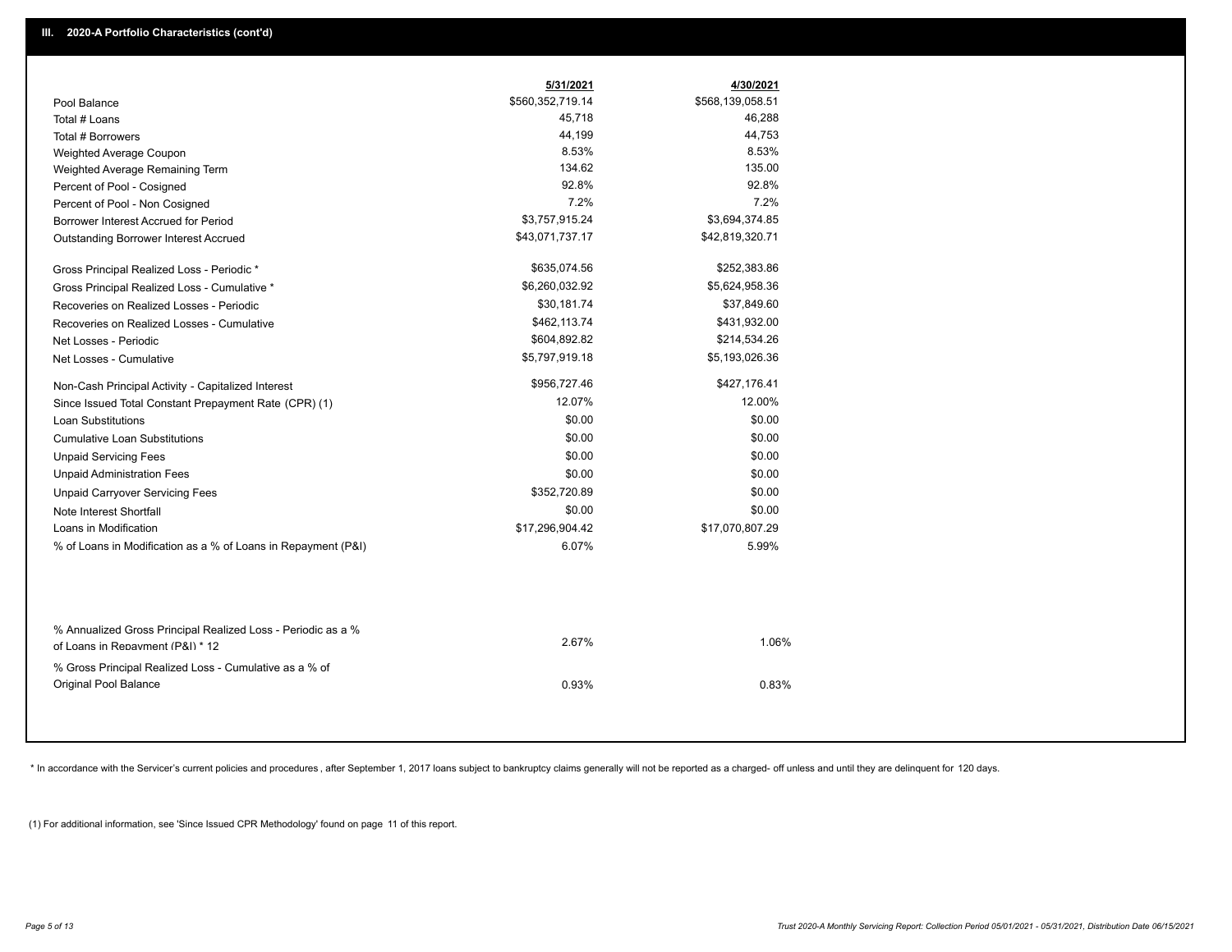## III. 2020-A Portfolio Characteristics (cont'd)

| | 5/31/2021 | 4/30/2021 |
|---|---|---|
| Pool Balance | $560,352,719.14 | $568,139,058.51 |
| Total # Loans | 45,718 | 46,288 |
| Total # Borrowers | 44,199 | 44,753 |
| Weighted Average Coupon | 8.53% | 8.53% |
| Weighted Average Remaining Term | 134.62 | 135.00 |
| Percent of Pool - Cosigned | 92.8% | 92.8% |
| Percent of Pool - Non Cosigned | 7.2% | 7.2% |
| Borrower Interest Accrued for Period | $3,757,915.24 | $3,694,374.85 |
| Outstanding Borrower Interest Accrued | $43,071,737.17 | $42,819,320.71 |
| Gross Principal Realized Loss - Periodic * | $635,074.56 | $252,383.86 |
| Gross Principal Realized Loss - Cumulative * | $6,260,032.92 | $5,624,958.36 |
| Recoveries on Realized Losses - Periodic | $30,181.74 | $37,849.60 |
| Recoveries on Realized Losses - Cumulative | $462,113.74 | $431,932.00 |
| Net Losses - Periodic | $604,892.82 | $214,534.26 |
| Net Losses - Cumulative | $5,797,919.18 | $5,193,026.36 |
| Non-Cash Principal Activity - Capitalized Interest | $956,727.46 | $427,176.41 |
| Since Issued Total Constant Prepayment Rate (CPR) (1) | 12.07% | 12.00% |
| Loan Substitutions | $0.00 | $0.00 |
| Cumulative Loan Substitutions | $0.00 | $0.00 |
| Unpaid Servicing Fees | $0.00 | $0.00 |
| Unpaid Administration Fees | $0.00 | $0.00 |
| Unpaid Carryover Servicing Fees | $352,720.89 | $0.00 |
| Note Interest Shortfall | $0.00 | $0.00 |
| Loans in Modification | $17,296,904.42 | $17,070,807.29 |
| % of Loans in Modification as a % of Loans in Repayment (P&I) | 6.07% | 5.99% |
| % Annualized Gross Principal Realized Loss - Periodic as a % of Loans in Repayment (P&I) * 12 | 2.67% | 1.06% |
| % Gross Principal Realized Loss - Cumulative as a % of Original Pool Balance | 0.93% | 0.83% |

* In accordance with the Servicer's current policies and procedures , after September 1, 2017 loans subject to bankruptcy claims generally will not be reported as a charged- off unless and until they are delinquent for 120 days.

(1) For additional information, see 'Since Issued CPR Methodology' found on page 11 of this report.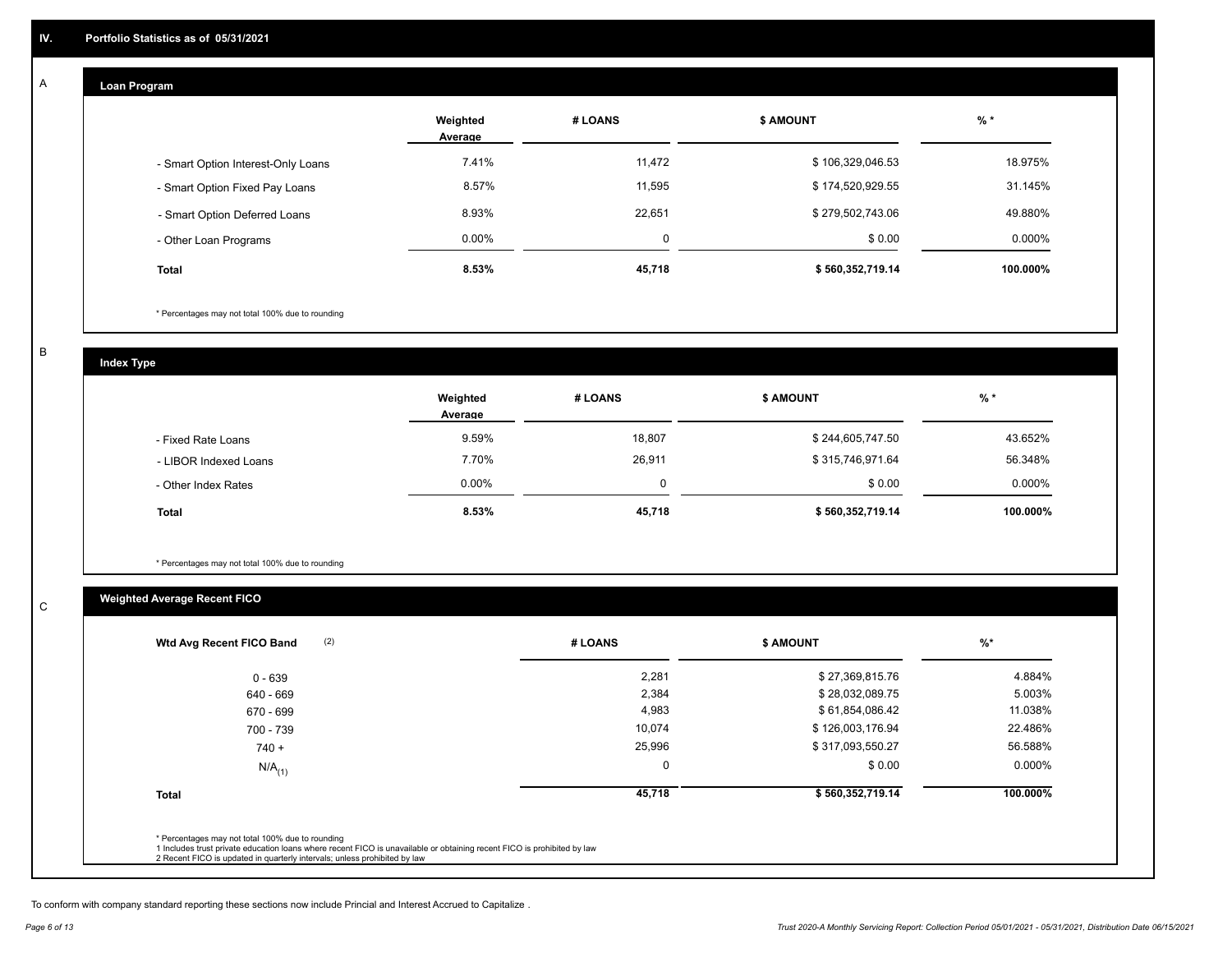## IV. Portfolio Statistics as of 05/31/2021

### A

#### Loan Program

| | Weighted Average | # LOANS | $ AMOUNT | % * |
|---|---|---|---|---|
| - Smart Option Interest-Only Loans | 7.41% | 11,472 | $ 106,329,046.53 | 18.975% |
| - Smart Option Fixed Pay Loans | 8.57% | 11,595 | $ 174,520,929.55 | 31.145% |
| - Smart Option Deferred Loans | 8.93% | 22,651 | $ 279,502,743.06 | 49.880% |
| - Other Loan Programs | 0.00% | 0 | $ 0.00 | 0.000% |
| **Total** | **8.53%** | **45,718** | **$ 560,352,719.14** | **100.000%** |

\* Percentages may not total 100% due to rounding

### B

#### Index Type

| | Weighted Average | # LOANS | $ AMOUNT | % * |
|---|---|---|---|---|
| - Fixed Rate Loans | 9.59% | 18,807 | $ 244,605,747.50 | 43.652% |
| - LIBOR Indexed Loans | 7.70% | 26,911 | $ 315,746,971.64 | 56.348% |
| - Other Index Rates | 0.00% | 0 | $ 0.00 | 0.000% |
| **Total** | **8.53%** | **45,718** | **$ 560,352,719.14** | **100.000%** |

\* Percentages may not total 100% due to rounding

### C

#### Weighted Average Recent FICO

| Wtd Avg Recent FICO Band (2) | # LOANS | $ AMOUNT | %* |
|---|---|---|---|
| 0 - 639 | 2,281 | $ 27,369,815.76 | 4.884% |
| 640 - 669 | 2,384 | $ 28,032,089.75 | 5.003% |
| 670 - 699 | 4,983 | $ 61,854,086.42 | 11.038% |
| 700 - 739 | 10,074 | $ 126,003,176.94 | 22.486% |
| 740 + | 25,996 | $ 317,093,550.27 | 56.588% |
| $N/A_{(1)}$ | 0 | $ 0.00 | 0.000% |
| **Total** | **45,718** | **$ 560,352,719.14** | **100.000%** |

\* Percentages may not total 100% due to rounding
1 Includes trust private education loans where recent FICO is unavailable or obtaining recent FICO is prohibited by law
2 Recent FICO is updated in quarterly intervals; unless prohibited by law

To conform with company standard reporting these sections now include Princial and Interest Accrued to Capitalize .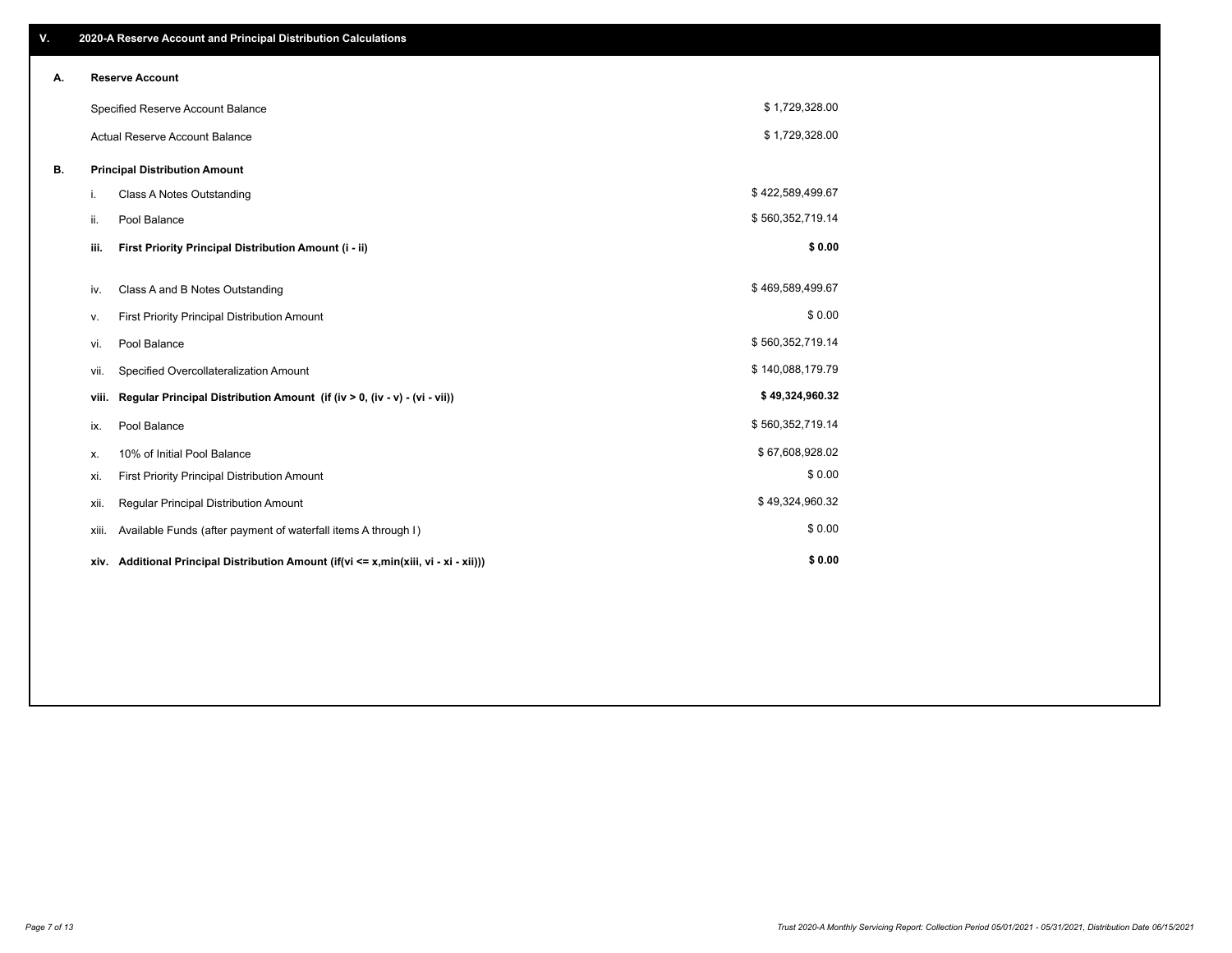## V. 2020-A Reserve Account and Principal Distribution Calculations

### A. Reserve Account

| | |
|---|---|
| Specified Reserve Account Balance | $ 1,729,328.00 |
| Actual Reserve Account Balance | $ 1,729,328.00 |

### B. Principal Distribution Amount

| | | |
|---|---|---|
| i. | Class A Notes Outstanding | $ 422,589,499.67 |
| ii. | Pool Balance | $ 560,352,719.14 |
| **iii.** | **First Priority Principal Distribution Amount (i - ii)** | **$ 0.00** |
| iv. | Class A and B Notes Outstanding | $ 469,589,499.67 |
| v. | First Priority Principal Distribution Amount | $ 0.00 |
| vi. | Pool Balance | $ 560,352,719.14 |
| vii. | Specified Overcollateralization Amount | $ 140,088,179.79 |
| **viii.** | **Regular Principal Distribution Amount (if (iv > 0, (iv - v) - (vi - vii))** | **$ 49,324,960.32** |
| ix. | Pool Balance | $ 560,352,719.14 |
| x. | 10% of Initial Pool Balance | $ 67,608,928.02 |
| xi. | First Priority Principal Distribution Amount | $ 0.00 |
| xii. | Regular Principal Distribution Amount | $ 49,324,960.32 |
| xiii. | Available Funds (after payment of waterfall items A through I) | $ 0.00 |
| **xiv.** | **Additional Principal Distribution Amount (if(vi <= x,min(xiii, vi - xi - xii)))** | **$ 0.00** |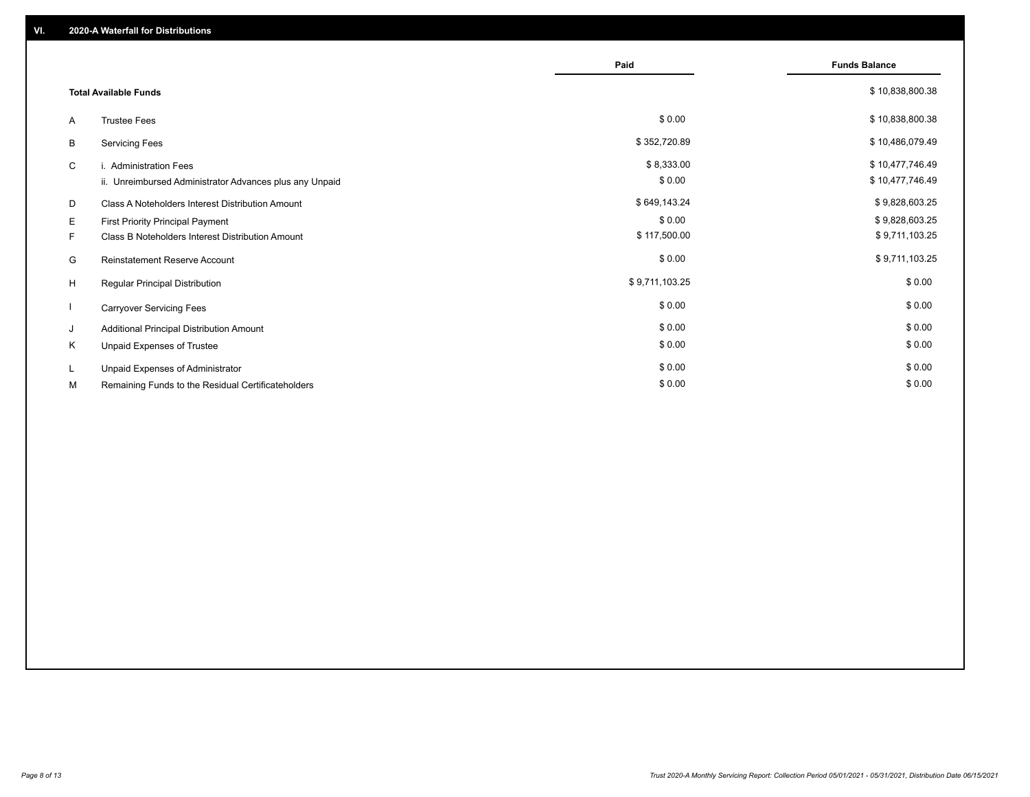## VI. 2020-A Waterfall for Distributions

| | | Paid | Funds Balance |
|---|---|---|---|
| | **Total Available Funds** | | $ 10,838,800.38 |
| A | Trustee Fees | $ 0.00 | $ 10,838,800.38 |
| B | Servicing Fees | $ 352,720.89 | $ 10,486,079.49 |
| C | i. Administration Fees | $ 8,333.00 | $ 10,477,746.49 |
| | ii. Unreimbursed Administrator Advances plus any Unpaid | $ 0.00 | $ 10,477,746.49 |
| D | Class A Noteholders Interest Distribution Amount | $ 649,143.24 | $ 9,828,603.25 |
| E | First Priority Principal Payment | $ 0.00 | $ 9,828,603.25 |
| F | Class B Noteholders Interest Distribution Amount | $ 117,500.00 | $ 9,711,103.25 |
| G | Reinstatement Reserve Account | $ 0.00 | $ 9,711,103.25 |
| H | Regular Principal Distribution | $ 9,711,103.25 | $ 0.00 |
| I | Carryover Servicing Fees | $ 0.00 | $ 0.00 |
| J | Additional Principal Distribution Amount | $ 0.00 | $ 0.00 |
| K | Unpaid Expenses of Trustee | $ 0.00 | $ 0.00 |
| L | Unpaid Expenses of Administrator | $ 0.00 | $ 0.00 |
| M | Remaining Funds to the Residual Certificateholders | $ 0.00 | $ 0.00 |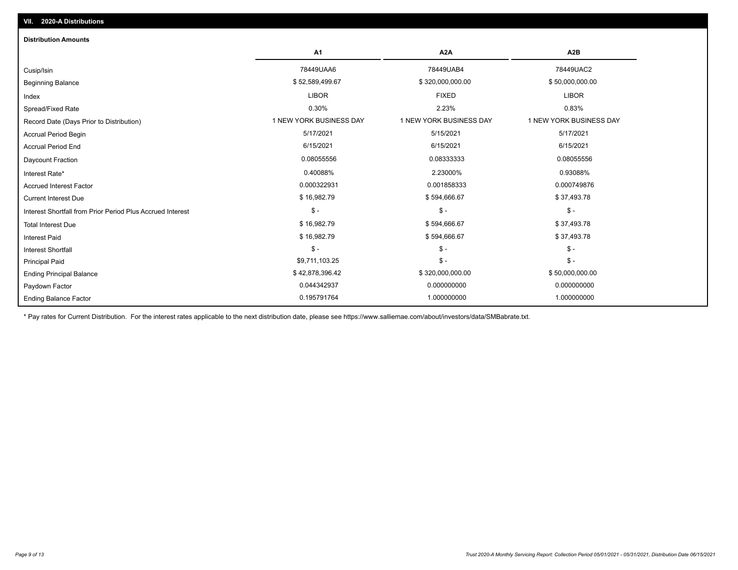## VII. 2020-A Distributions

### Distribution Amounts

| | A1 | A2A | A2B |
|---|---|---|---|
| Cusip/Isin | 78449UAA6 | 78449UAB4 | 78449UAC2 |
| Beginning Balance | $ 52,589,499.67 | $ 320,000,000.00 | $ 50,000,000.00 |
| Index | LIBOR | FIXED | LIBOR |
| Spread/Fixed Rate | 0.30% | 2.23% | 0.83% |
| Record Date (Days Prior to Distribution) | 1 NEW YORK BUSINESS DAY | 1 NEW YORK BUSINESS DAY | 1 NEW YORK BUSINESS DAY |
| Accrual Period Begin | 5/17/2021 | 5/15/2021 | 5/17/2021 |
| Accrual Period End | 6/15/2021 | 6/15/2021 | 6/15/2021 |
| Daycount Fraction | 0.08055556 | 0.08333333 | 0.08055556 |
| Interest Rate* | 0.40088% | 2.23000% | 0.93088% |
| Accrued Interest Factor | 0.000322931 | 0.001858333 | 0.000749876 |
| Current Interest Due | $ 16,982.79 | $ 594,666.67 | $ 37,493.78 |
| Interest Shortfall from Prior Period Plus Accrued Interest | $ - | $ - | $ - |
| Total Interest Due | $ 16,982.79 | $ 594,666.67 | $ 37,493.78 |
| Interest Paid | $ 16,982.79 | $ 594,666.67 | $ 37,493.78 |
| Interest Shortfall | $ - | $ - | $ - |
| Principal Paid | $9,711,103.25 | $ - | $ - |
| Ending Principal Balance | $ 42,878,396.42 | $ 320,000,000.00 | $ 50,000,000.00 |
| Paydown Factor | 0.044342937 | 0.000000000 | 0.000000000 |
| Ending Balance Factor | 0.195791764 | 1.000000000 | 1.000000000 |

* Pay rates for Current Distribution. For the interest rates applicable to the next distribution date, please see https://www.salliemae.com/about/investors/data/SMBabrate.txt.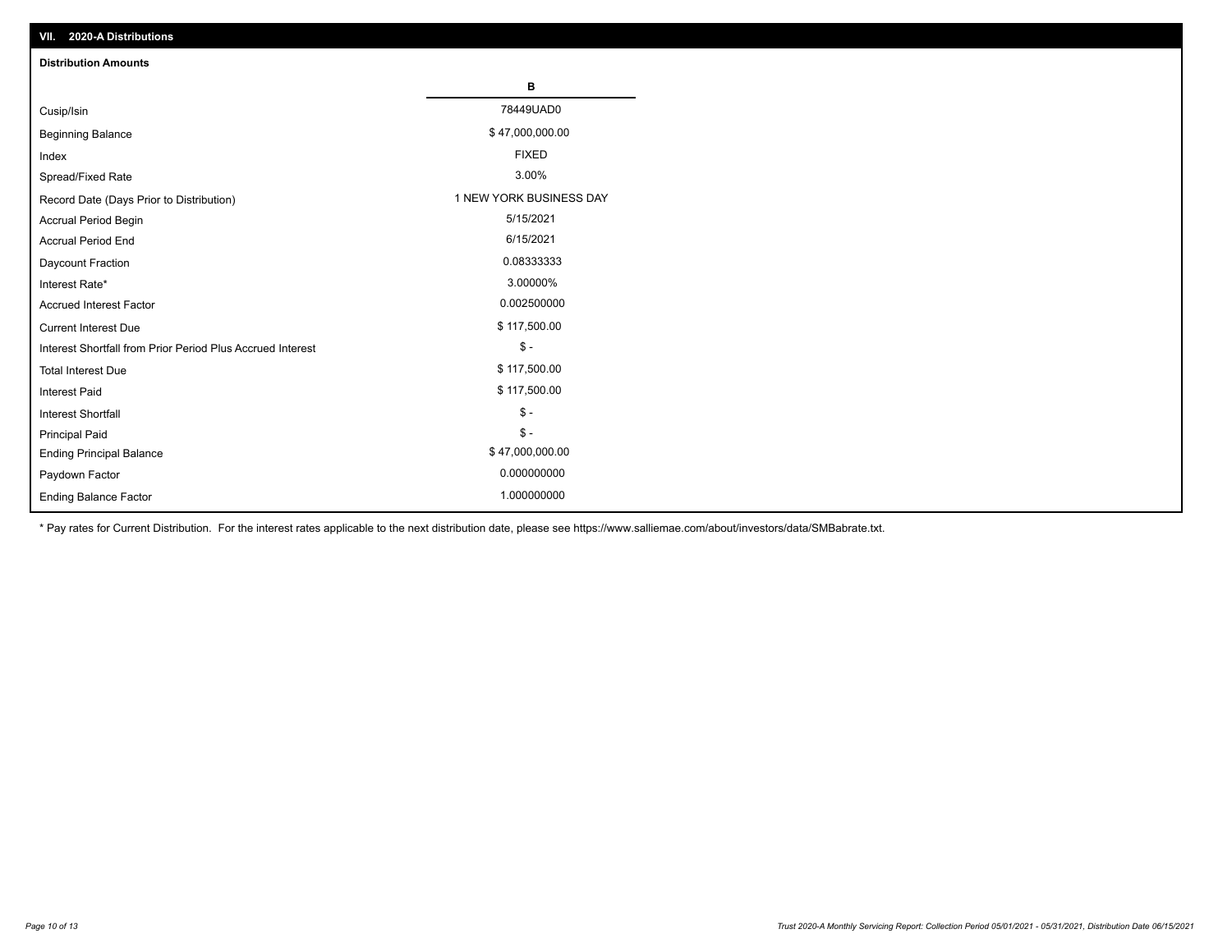## VII. 2020-A Distributions

### Distribution Amounts

| | B |
|---|---|
| Cusip/Isin | 78449UAD0 |
| Beginning Balance | $ 47,000,000.00 |
| Index | FIXED |
| Spread/Fixed Rate | 3.00% |
| Record Date (Days Prior to Distribution) | 1 NEW YORK BUSINESS DAY |
| Accrual Period Begin | 5/15/2021 |
| Accrual Period End | 6/15/2021 |
| Daycount Fraction | 0.08333333 |
| Interest Rate* | 3.00000% |
| Accrued Interest Factor | 0.002500000 |
| Current Interest Due | $ 117,500.00 |
| Interest Shortfall from Prior Period Plus Accrued Interest | $ - |
| Total Interest Due | $ 117,500.00 |
| Interest Paid | $ 117,500.00 |
| Interest Shortfall | $ - |
| Principal Paid | $ - |
| Ending Principal Balance | $ 47,000,000.00 |
| Paydown Factor | 0.000000000 |
| Ending Balance Factor | 1.000000000 |

* Pay rates for Current Distribution. For the interest rates applicable to the next distribution date, please see https://www.salliemae.com/about/investors/data/SMBabrate.txt.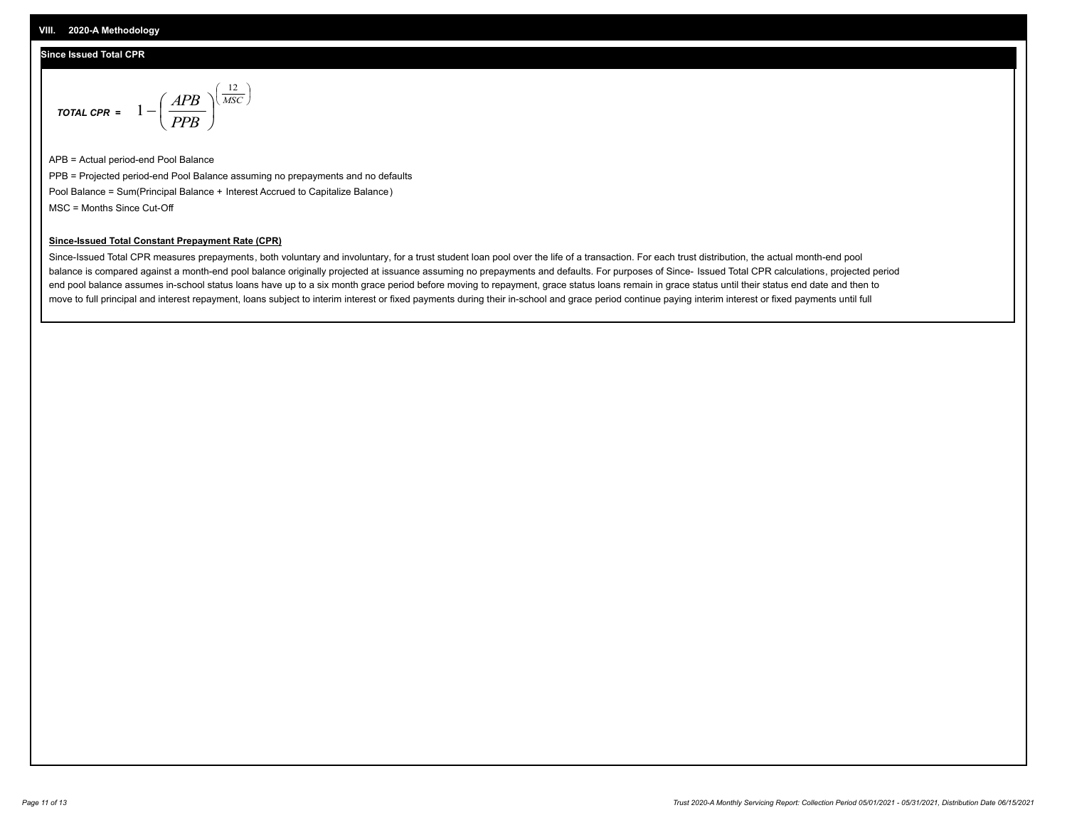## VIII. 2020-A Methodology

### Since Issued Total CPR

$$\textbf{\textit{TOTAL CPR}} = 1 - \left(\frac{APB}{PPB}\right)^{\left(\frac{12}{MSC}\right)}$$

APB = Actual period-end Pool Balance

PPB = Projected period-end Pool Balance assuming no prepayments and no defaults

Pool Balance = Sum(Principal Balance + Interest Accrued to Capitalize Balance)

MSC = Months Since Cut-Off

**Since-Issued Total Constant Prepayment Rate (CPR)**

Since-Issued Total CPR measures prepayments, both voluntary and involuntary, for a trust student loan pool over the life of a transaction. For each trust distribution, the actual month-end pool balance is compared against a month-end pool balance originally projected at issuance assuming no prepayments and defaults. For purposes of Since- Issued Total CPR calculations, projected period end pool balance assumes in-school status loans have up to a six month grace period before moving to repayment, grace status loans remain in grace status until their status end date and then to move to full principal and interest repayment, loans subject to interim interest or fixed payments during their in-school and grace period continue paying interim interest or fixed payments until full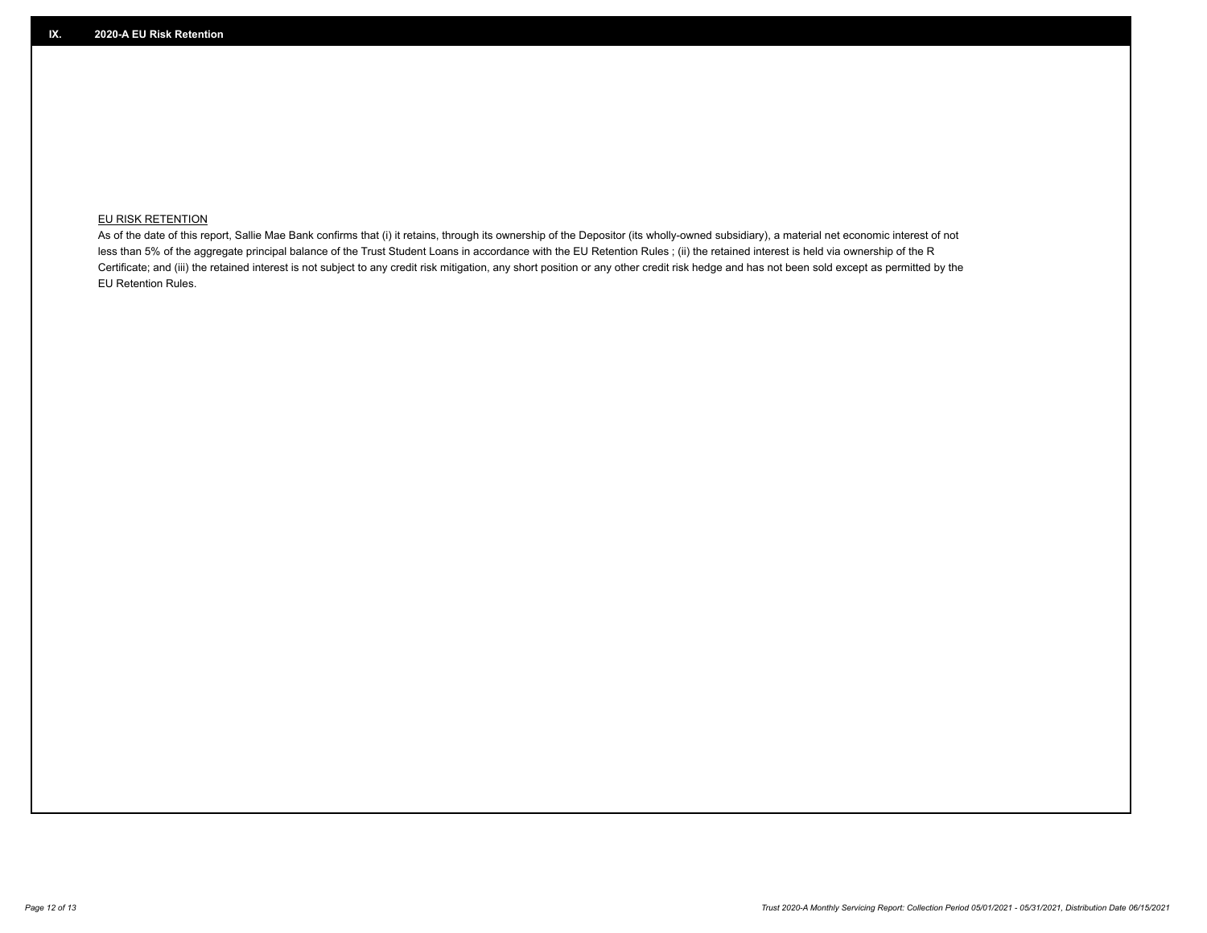## IX. 2020-A EU Risk Retention

EU RISK RETENTION

As of the date of this report, Sallie Mae Bank confirms that (i) it retains, through its ownership of the Depositor (its wholly-owned subsidiary), a material net economic interest of not less than 5% of the aggregate principal balance of the Trust Student Loans in accordance with the EU Retention Rules ; (ii) the retained interest is held via ownership of the R Certificate; and (iii) the retained interest is not subject to any credit risk mitigation, any short position or any other credit risk hedge and has not been sold except as permitted by the EU Retention Rules.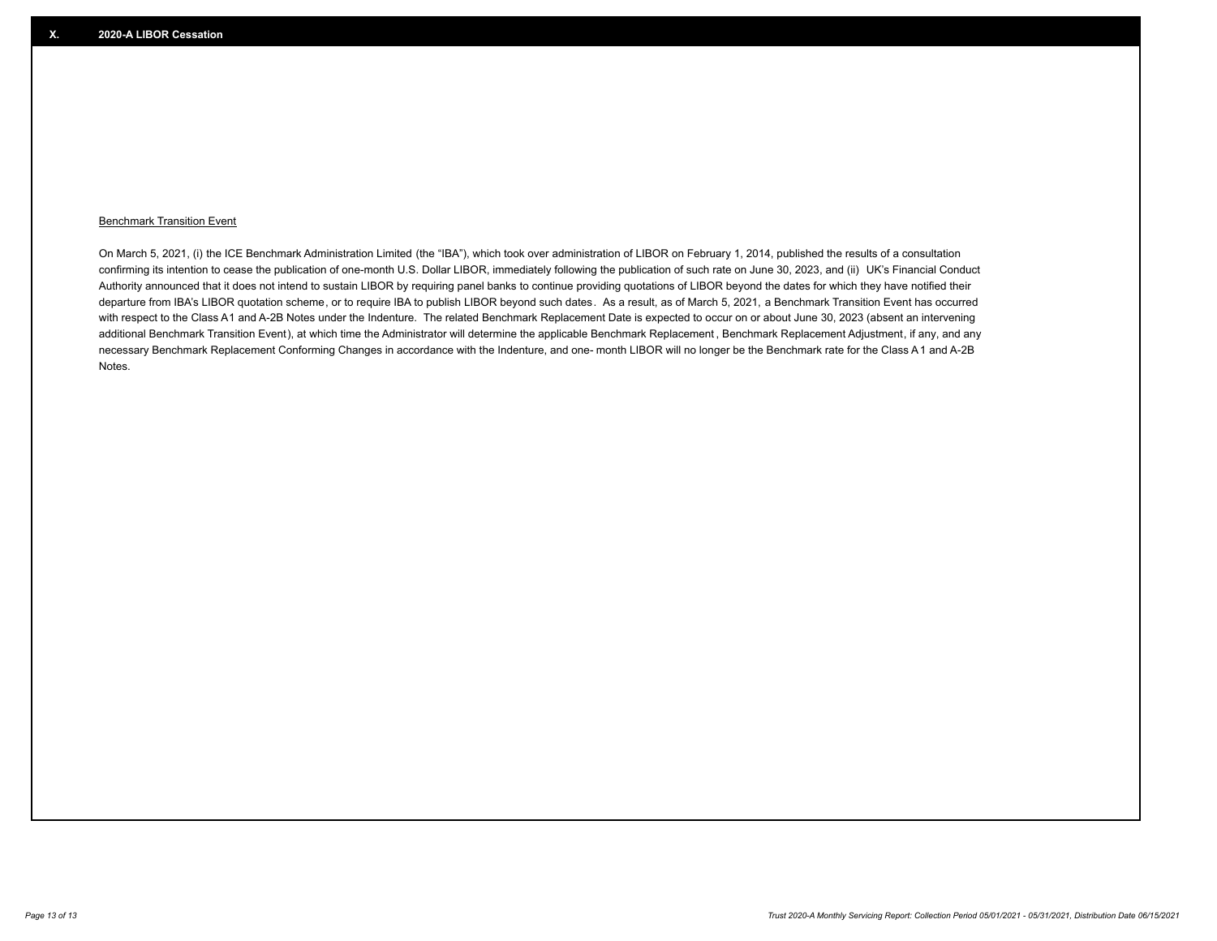## X. 2020-A LIBOR Cessation

Benchmark Transition Event

On March 5, 2021, (i) the ICE Benchmark Administration Limited (the "IBA"), which took over administration of LIBOR on February 1, 2014, published the results of a consultation confirming its intention to cease the publication of one-month U.S. Dollar LIBOR, immediately following the publication of such rate on June 30, 2023, and (ii) UK's Financial Conduct Authority announced that it does not intend to sustain LIBOR by requiring panel banks to continue providing quotations of LIBOR beyond the dates for which they have notified their departure from IBA's LIBOR quotation scheme, or to require IBA to publish LIBOR beyond such dates. As a result, as of March 5, 2021, a Benchmark Transition Event has occurred with respect to the Class A1 and A-2B Notes under the Indenture. The related Benchmark Replacement Date is expected to occur on or about June 30, 2023 (absent an intervening additional Benchmark Transition Event), at which time the Administrator will determine the applicable Benchmark Replacement, Benchmark Replacement Adjustment, if any, and any necessary Benchmark Replacement Conforming Changes in accordance with the Indenture, and one- month LIBOR will no longer be the Benchmark rate for the Class A1 and A-2B Notes.